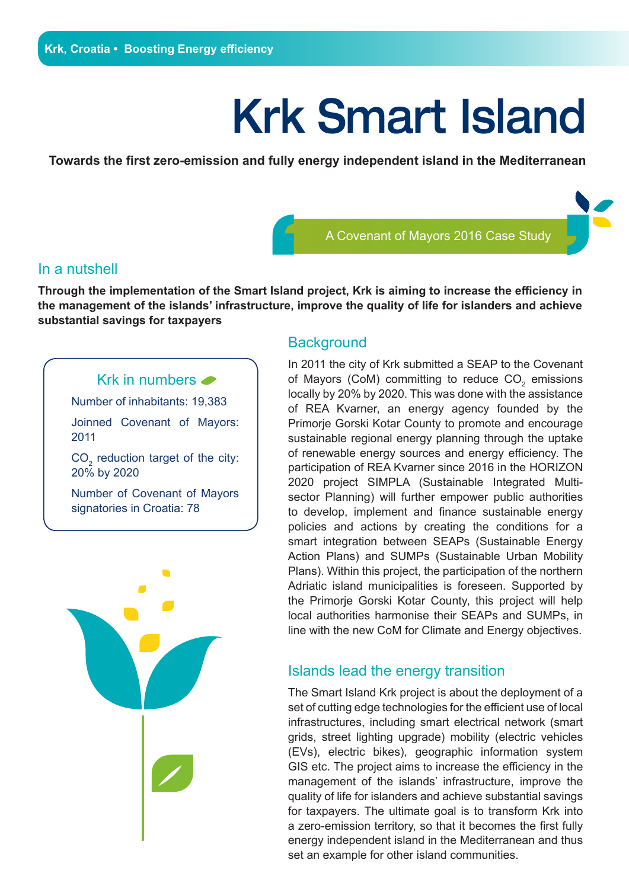Krk, Croatia • Boosting Energy efficiency

# Krk Smart Island

**Towards the first zero-emission and fully energy independent island in the Mediterranean**

A Covenant of Mayors 2016 Case Study

## In a nutshell

**Through the implementation of the Smart Island project, Krk is aiming to increase the efficiency in the management of the islands' infrastructure, improve the quality of life for islanders and achieve substantial savings for taxpayers**

### Krk in numbers

Number of inhabitants: 19,383

Joinned Covenant of Mayors: 2011

$CO_2$ reduction target of the city: 20% by 2020

Number of Covenant of Mayors signatories in Croatia: 78

## Background

In 2011 the city of Krk submitted a SEAP to the Covenant of Mayors (CoM) committing to reduce $CO_2$ emissions locally by 20% by 2020. This was done with the assistance of REA Kvarner, an energy agency founded by the Primorje Gorski Kotar County to promote and encourage sustainable regional energy planning through the uptake of renewable energy sources and energy efficiency. The participation of REA Kvarner since 2016 in the HORIZON 2020 project SIMPLA (Sustainable Integrated Multi-sector Planning) will further empower public authorities to develop, implement and finance sustainable energy policies and actions by creating the conditions for a smart integration between SEAPs (Sustainable Energy Action Plans) and SUMPs (Sustainable Urban Mobility Plans). Within this project, the participation of the northern Adriatic island municipalities is foreseen. Supported by the Primorje Gorski Kotar County, this project will help local authorities harmonise their SEAPs and SUMPs, in line with the new CoM for Climate and Energy objectives.

## Islands lead the energy transition

The Smart Island Krk project is about the deployment of a set of cutting edge technologies for the efficient use of local infrastructures, including smart electrical network (smart grids, street lighting upgrade) mobility (electric vehicles (EVs), electric bikes), geographic information system GIS etc. The project aims to increase the efficiency in the management of the islands' infrastructure, improve the quality of life for islanders and achieve substantial savings for taxpayers. The ultimate goal is to transform Krk into a zero-emission territory, so that it becomes the first fully energy independent island in the Mediterranean and thus set an example for other island communities.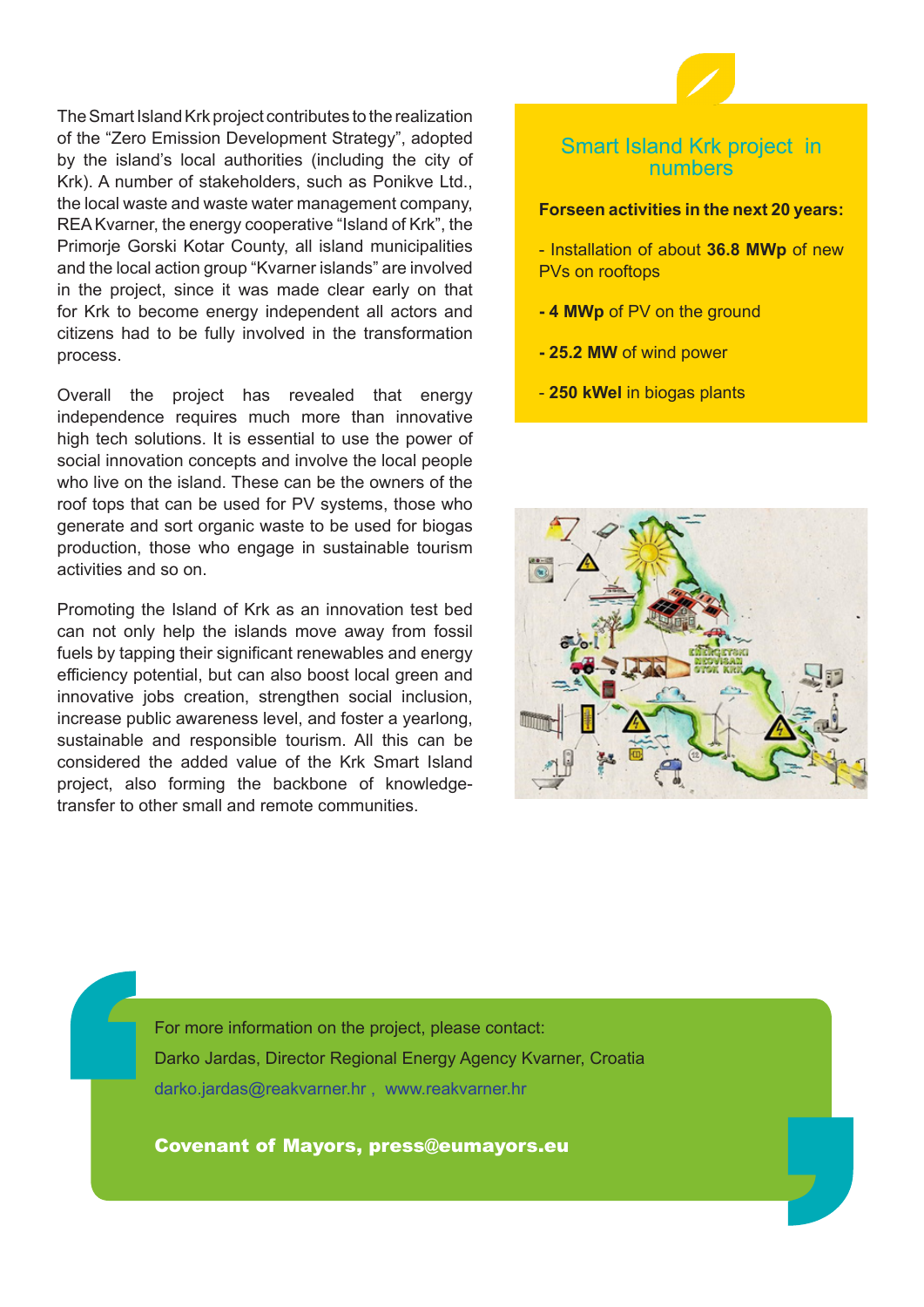The Smart Island Krk project contributes to the realization of the "Zero Emission Development Strategy", adopted by the island's local authorities (including the city of Krk). A number of stakeholders, such as Ponikve Ltd., the local waste and waste water management company, REA Kvarner, the energy cooperative "Island of Krk", the Primorje Gorski Kotar County, all island municipalities and the local action group "Kvarner islands" are involved in the project, since it was made clear early on that for Krk to become energy independent all actors and citizens had to be fully involved in the transformation process.

Overall the project has revealed that energy independence requires much more than innovative high tech solutions. It is essential to use the power of social innovation concepts and involve the local people who live on the island. These can be the owners of the roof tops that can be used for PV systems, those who generate and sort organic waste to be used for biogas production, those who engage in sustainable tourism activities and so on.

Promoting the Island of Krk as an innovation test bed can not only help the islands move away from fossil fuels by tapping their significant renewables and energy efficiency potential, but can also boost local green and innovative jobs creation, strengthen social inclusion, increase public awareness level, and foster a yearlong, sustainable and responsible tourism. All this can be considered the added value of the Krk Smart Island project, also forming the backbone of knowledge-transfer to other small and remote communities.

## Smart Island Krk project in numbers

**Forseen activities in the next 20 years:**

- Installation of about **36.8 MWp** of new PVs on rooftops
- **4 MWp** of PV on the ground
- **25.2 MW** of wind power
- **250 kWel** in biogas plants

For more information on the project, please contact:

Darko Jardas, Director Regional Energy Agency Kvarner, Croatia

darko.jardas@reakvarner.hr , www.reakvarner.hr

**Covenant of Mayors, press@eumayors.eu**